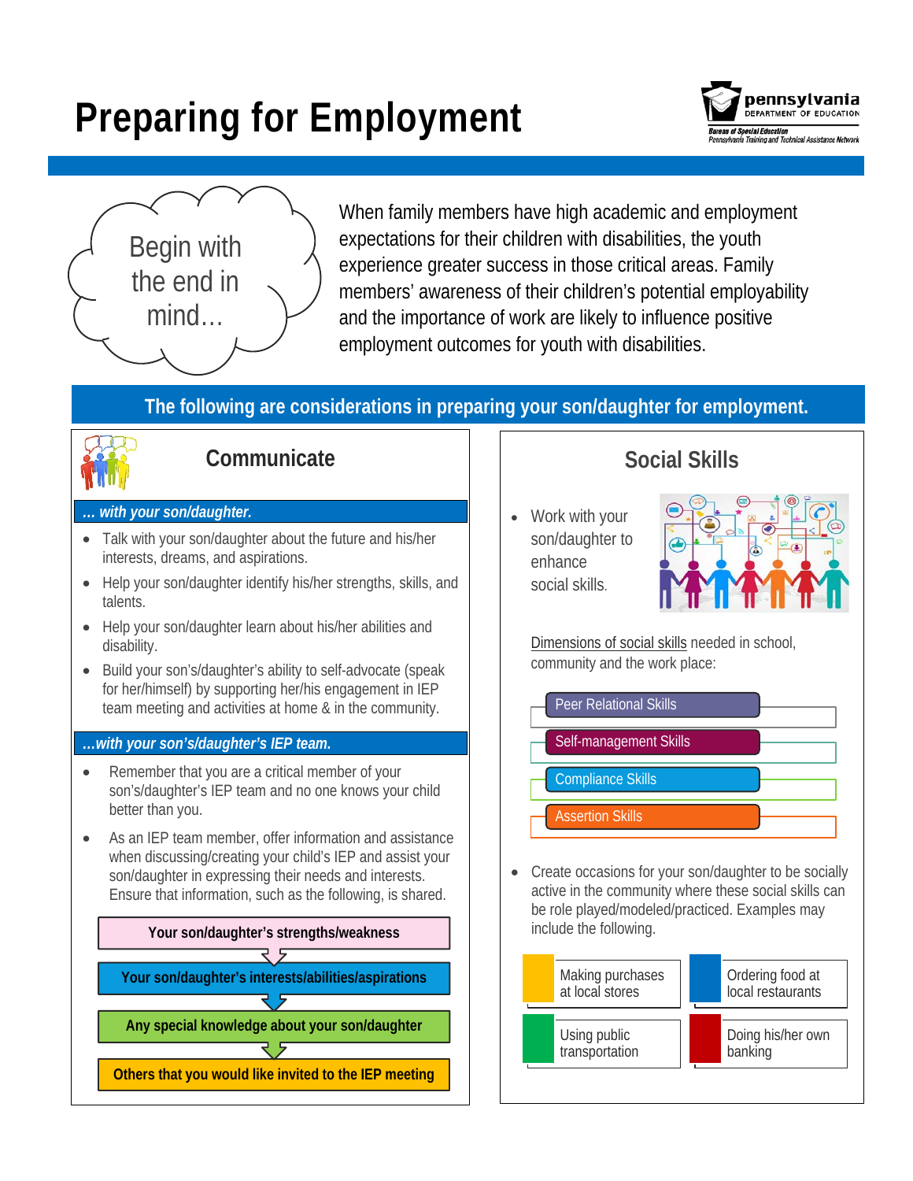# Preparing for Employment

Begin with the end in mind…

When family members have high academic and employment expectations for their children with disabilities, the youth experience greater success in those critical areas. Family members' awareness of their children's potential employability and the importance of work are likely to influence positive employment outcomes for youth with disabilities.

## The following are considerations in preparing your son/daughter for employment.

### Communicate

***… with your son/daughter.***

- Talk with your son/daughter about the future and his/her interests, dreams, and aspirations.
- Help your son/daughter identify his/her strengths, skills, and talents.
- Help your son/daughter learn about his/her abilities and disability.
- Build your son's/daughter's ability to self-advocate (speak for her/himself) by supporting her/his engagement in IEP team meeting and activities at home & in the community.

***…with your son's/daughter's IEP team.***

- Remember that you are a critical member of your son's/daughter's IEP team and no one knows your child better than you.
- As an IEP team member, offer information and assistance when discussing/creating your child's IEP and assist your son/daughter in expressing their needs and interests. Ensure that information, such as the following, is shared.

**Your son/daughter's strengths/weakness**

**Your son/daughter's interests/abilities/aspirations**

**Any special knowledge about your son/daughter**

**Others that you would like invited to the IEP meeting**

### Social Skills

- Work with your son/daughter to enhance social skills.

Dimensions of social skills needed in school, community and the work place:

- Peer Relational Skills
- Self-management Skills
- Compliance Skills
- Assertion Skills

- Create occasions for your son/daughter to be socially active in the community where these social skills can be role played/modeled/practiced. Examples may include the following.

- Making purchases at local stores
- Ordering food at local restaurants
- Using public transportation
- Doing his/her own banking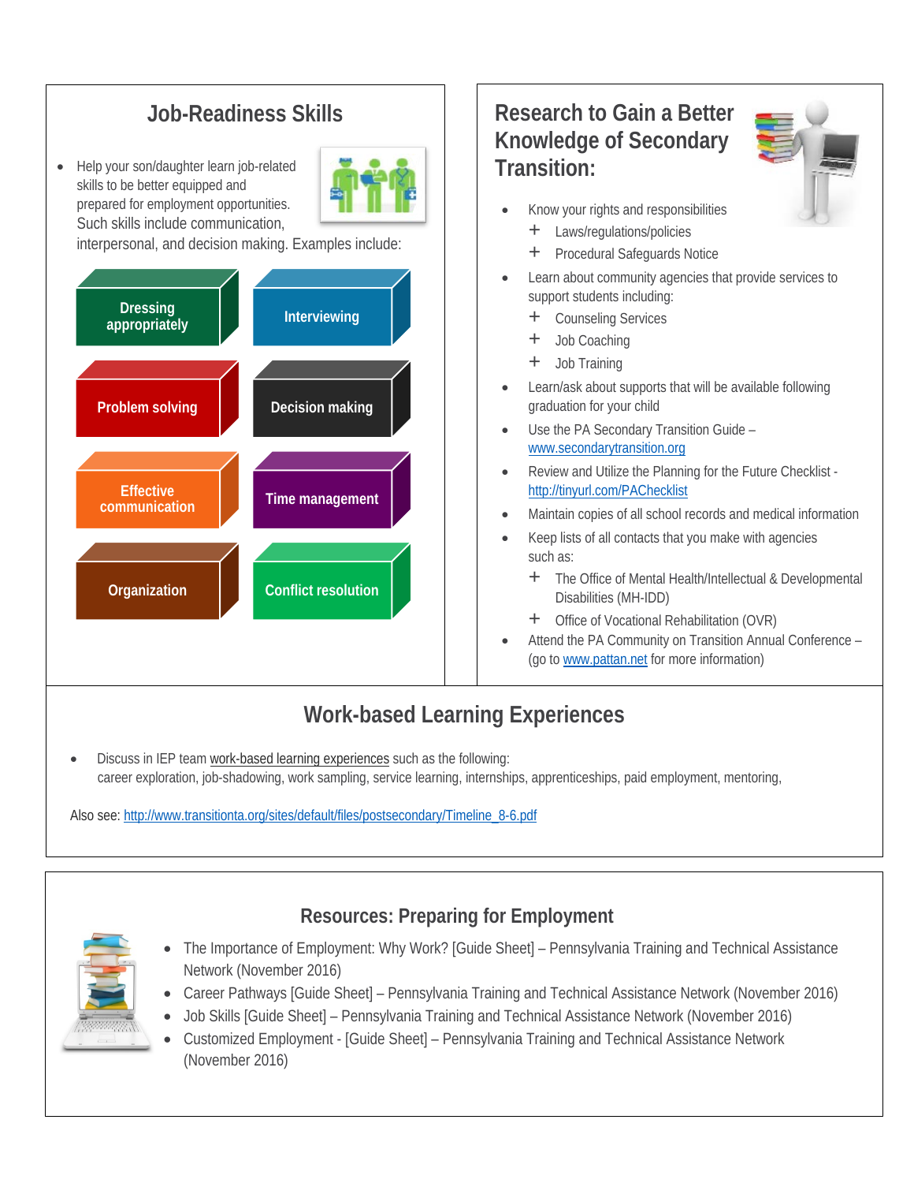## Job-Readiness Skills

- Help your son/daughter learn job-related skills to be better equipped and prepared for employment opportunities. Such skills include communication, interpersonal, and decision making. Examples include:

- Dressing appropriately
- Interviewing
- Problem solving
- Decision making
- Effective communication
- Time management
- Organization
- Conflict resolution

## Research to Gain a Better Knowledge of Secondary Transition:

- Know your rights and responsibilities
  - Laws/regulations/policies
  - Procedural Safeguards Notice
- Learn about community agencies that provide services to support students including:
  - Counseling Services
  - Job Coaching
  - Job Training
- Learn/ask about supports that will be available following graduation for your child
- Use the PA Secondary Transition Guide – www.secondarytransition.org
- Review and Utilize the Planning for the Future Checklist - http://tinyurl.com/PAChecklist
- Maintain copies of all school records and medical information
- Keep lists of all contacts that you make with agencies such as:
  - The Office of Mental Health/Intellectual & Developmental Disabilities (MH-IDD)
  - Office of Vocational Rehabilitation (OVR)
- Attend the PA Community on Transition Annual Conference – (go to www.pattan.net for more information)

## Work-based Learning Experiences

- Discuss in IEP team work-based learning experiences such as the following: career exploration, job-shadowing, work sampling, service learning, internships, apprenticeships, paid employment, mentoring,

Also see: http://www.transitionta.org/sites/default/files/postsecondary/Timeline_8-6.pdf

## Resources: Preparing for Employment

- The Importance of Employment: Why Work? [Guide Sheet] – Pennsylvania Training and Technical Assistance Network (November 2016)
- Career Pathways [Guide Sheet] – Pennsylvania Training and Technical Assistance Network (November 2016)
- Job Skills [Guide Sheet] – Pennsylvania Training and Technical Assistance Network (November 2016)
- Customized Employment - [Guide Sheet] – Pennsylvania Training and Technical Assistance Network (November 2016)